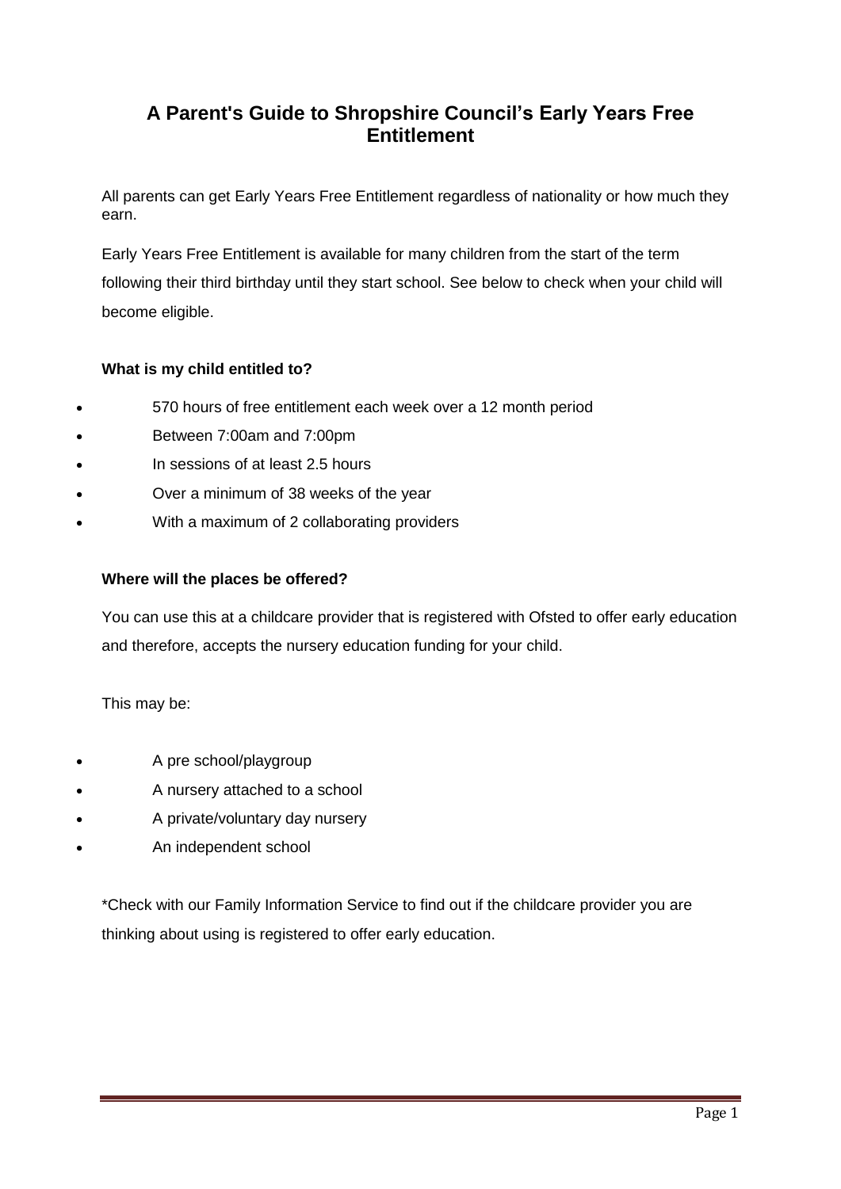# A Parent's Guide to Shropshire Council's Early Years Free Entitlement

All parents can get Early Years Free Entitlement regardless of nationality or how much they earn.

Early Years Free Entitlement is available for many children from the start of the term following their third birthday until they start school. See below to check when your child will become eligible.

**What is my child entitled to?**

- 570 hours of free entitlement each week over a 12 month period
- Between 7:00am and 7:00pm
- In sessions of at least 2.5 hours
- Over a minimum of 38 weeks of the year
- With a maximum of 2 collaborating providers

**Where will the places be offered?**

You can use this at a childcare provider that is registered with Ofsted to offer early education and therefore, accepts the nursery education funding for your child.

This may be:

- A pre school/playgroup
- A nursery attached to a school
- A private/voluntary day nursery
- An independent school

*Check with our Family Information Service to find out if the childcare provider you are thinking about using is registered to offer early education.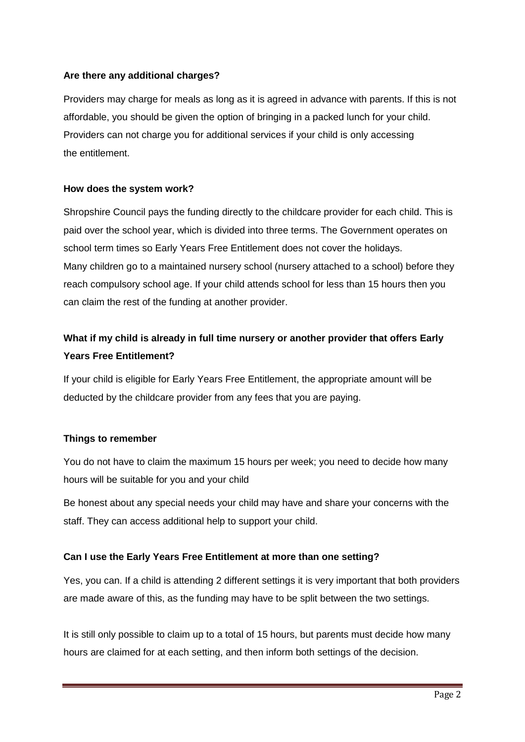**Are there any additional charges?**

Providers may charge for meals as long as it is agreed in advance with parents. If this is not affordable, you should be given the option of bringing in a packed lunch for your child. Providers can not charge you for additional services if your child is only accessing the entitlement.

**How does the system work?**

Shropshire Council pays the funding directly to the childcare provider for each child. This is paid over the school year, which is divided into three terms. The Government operates on school term times so Early Years Free Entitlement does not cover the holidays.
Many children go to a maintained nursery school (nursery attached to a school) before they reach compulsory school age. If your child attends school for less than 15 hours then you can claim the rest of the funding at another provider.

**What if my child is already in full time nursery or another provider that offers Early Years Free Entitlement?**

If your child is eligible for Early Years Free Entitlement, the appropriate amount will be deducted by the childcare provider from any fees that you are paying.

**Things to remember**

You do not have to claim the maximum 15 hours per week; you need to decide how many hours will be suitable for you and your child

Be honest about any special needs your child may have and share your concerns with the staff. They can access additional help to support your child.

**Can I use the Early Years Free Entitlement at more than one setting?**

Yes, you can. If a child is attending 2 different settings it is very important that both providers are made aware of this, as the funding may have to be split between the two settings.

It is still only possible to claim up to a total of 15 hours, but parents must decide how many hours are claimed for at each setting, and then inform both settings of the decision.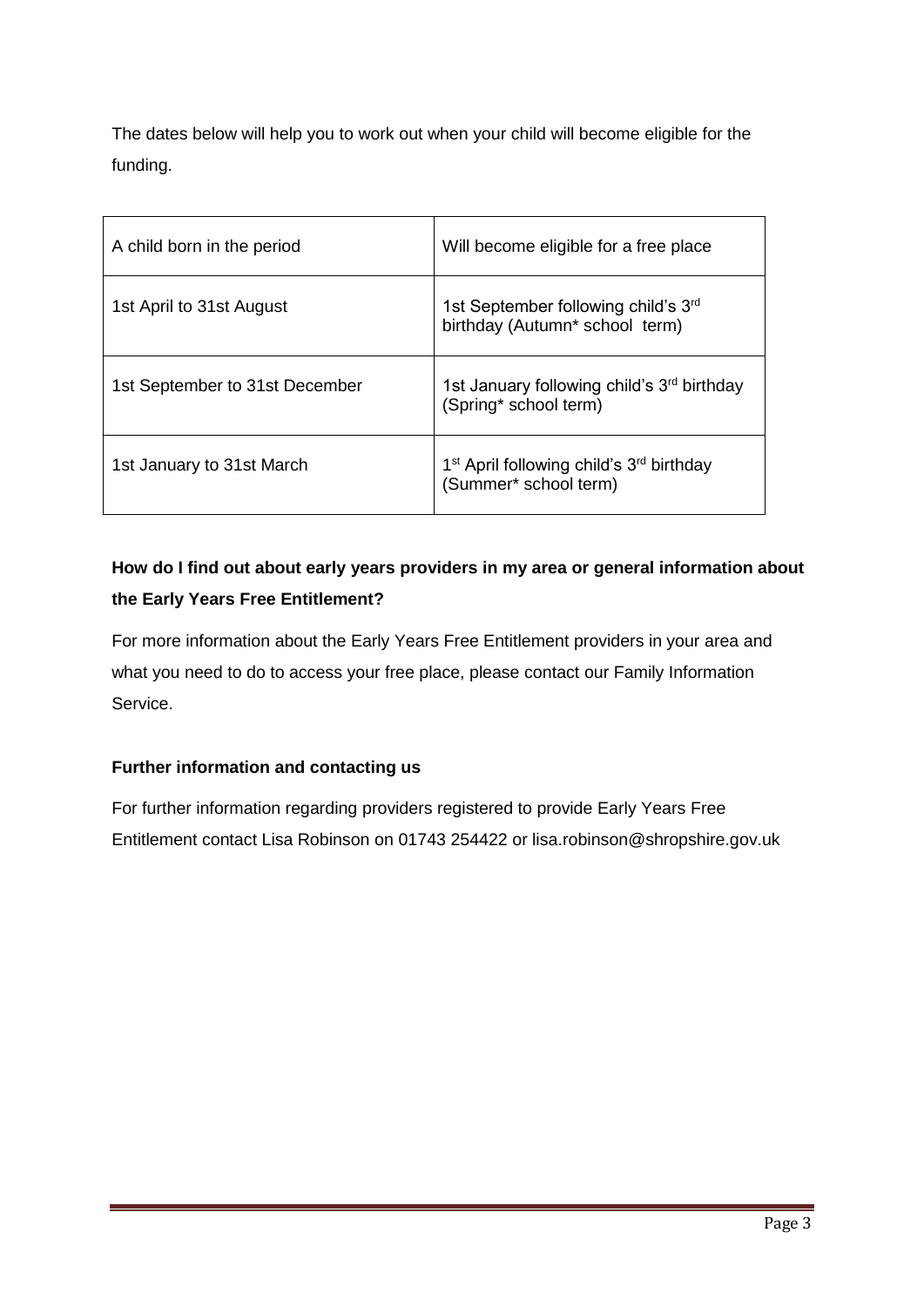The dates below will help you to work out when your child will become eligible for the funding.

| A child born in the period | Will become eligible for a free place |
|---|---|
| 1st April to 31st August | 1st September following child's 3rd birthday (Autumn* school term) |
| 1st September to 31st December | 1st January following child's 3rd birthday (Spring* school term) |
| 1st January to 31st March | 1st April following child's 3rd birthday (Summer* school term) |

**How do I find out about early years providers in my area or general information about the Early Years Free Entitlement?**

For more information about the Early Years Free Entitlement providers in your area and what you need to do to access your free place, please contact our Family Information Service.

**Further information and contacting us**

For further information regarding providers registered to provide Early Years Free Entitlement contact Lisa Robinson on 01743 254422 or lisa.robinson@shropshire.gov.uk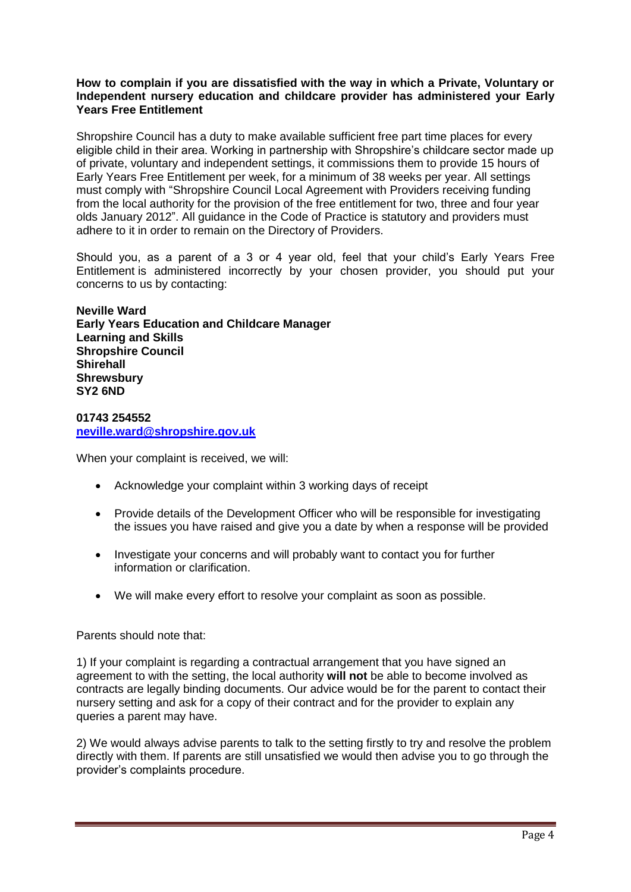**How to complain if you are dissatisfied with the way in which a Private, Voluntary or Independent nursery education and childcare provider has administered your Early Years Free Entitlement**

Shropshire Council has a duty to make available sufficient free part time places for every eligible child in their area. Working in partnership with Shropshire's childcare sector made up of private, voluntary and independent settings, it commissions them to provide 15 hours of Early Years Free Entitlement per week, for a minimum of 38 weeks per year. All settings must comply with "Shropshire Council Local Agreement with Providers receiving funding from the local authority for the provision of the free entitlement for two, three and four year olds January 2012". All guidance in the Code of Practice is statutory and providers must adhere to it in order to remain on the Directory of Providers.

Should you, as a parent of a 3 or 4 year old, feel that your child's Early Years Free Entitlement is administered incorrectly by your chosen provider, you should put your concerns to us by contacting:

**Neville Ward**
**Early Years Education and Childcare Manager**
**Learning and Skills**
**Shropshire Council**
**Shirehall**
**Shrewsbury**
**SY2 6ND**

**01743 254552**
**neville.ward@shropshire.gov.uk**

When your complaint is received, we will:

- Acknowledge your complaint within 3 working days of receipt
- Provide details of the Development Officer who will be responsible for investigating the issues you have raised and give you a date by when a response will be provided
- Investigate your concerns and will probably want to contact you for further information or clarification.
- We will make every effort to resolve your complaint as soon as possible.

Parents should note that:

1) If your complaint is regarding a contractual arrangement that you have signed an agreement to with the setting, the local authority **will not** be able to become involved as contracts are legally binding documents. Our advice would be for the parent to contact their nursery setting and ask for a copy of their contract and for the provider to explain any queries a parent may have.

2) We would always advise parents to talk to the setting firstly to try and resolve the problem directly with them. If parents are still unsatisfied we would then advise you to go through the provider's complaints procedure.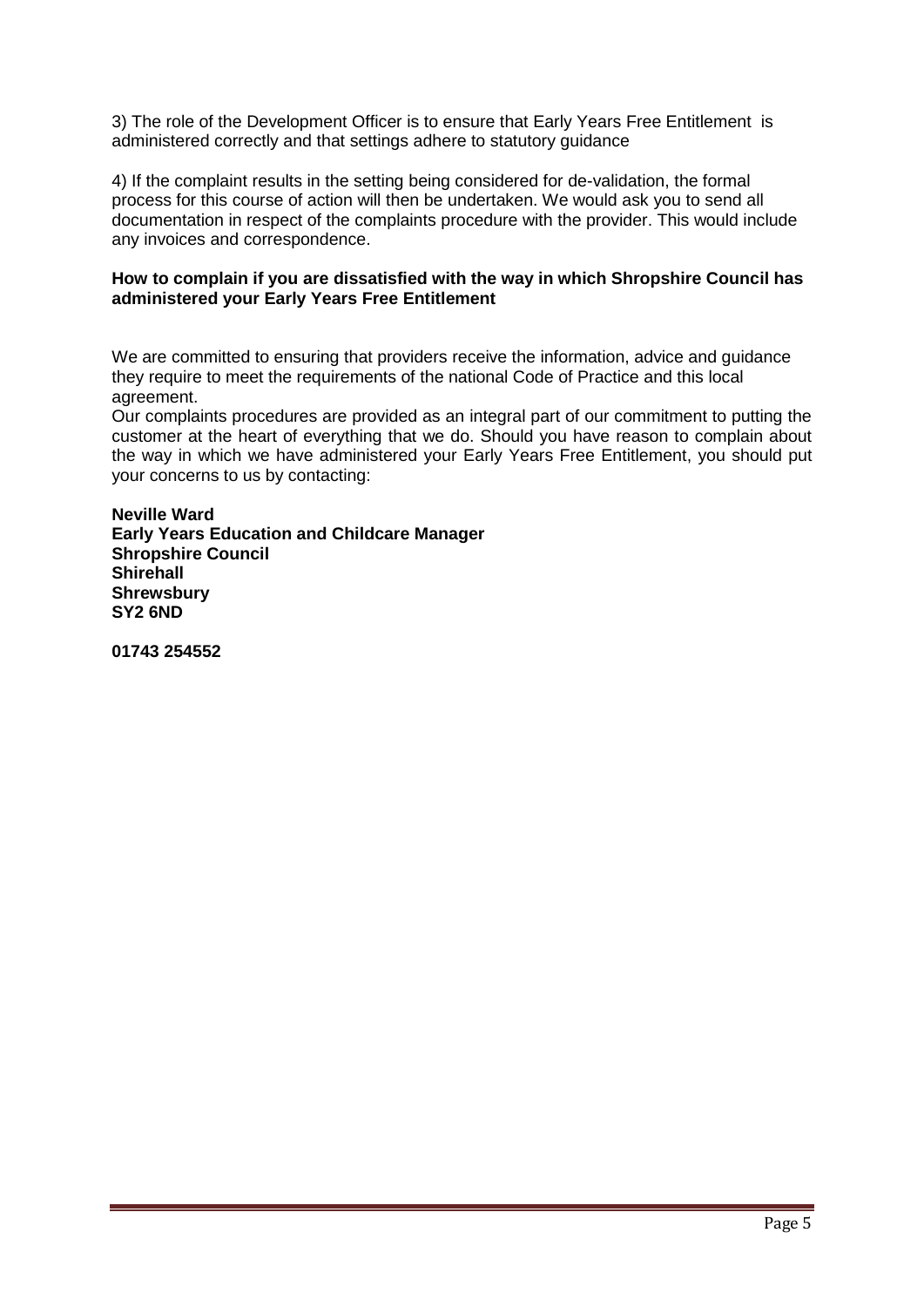3) The role of the Development Officer is to ensure that Early Years Free Entitlement is administered correctly and that settings adhere to statutory guidance

4) If the complaint results in the setting being considered for de-validation, the formal process for this course of action will then be undertaken. We would ask you to send all documentation in respect of the complaints procedure with the provider. This would include any invoices and correspondence.

**How to complain if you are dissatisfied with the way in which Shropshire Council has administered your Early Years Free Entitlement**

We are committed to ensuring that providers receive the information, advice and guidance they require to meet the requirements of the national Code of Practice and this local agreement.

Our complaints procedures are provided as an integral part of our commitment to putting the customer at the heart of everything that we do. Should you have reason to complain about the way in which we have administered your Early Years Free Entitlement, you should put your concerns to us by contacting:

**Neville Ward**
**Early Years Education and Childcare Manager**
**Shropshire Council**
**Shirehall**
**Shrewsbury**
**SY2 6ND**

**01743 254552**